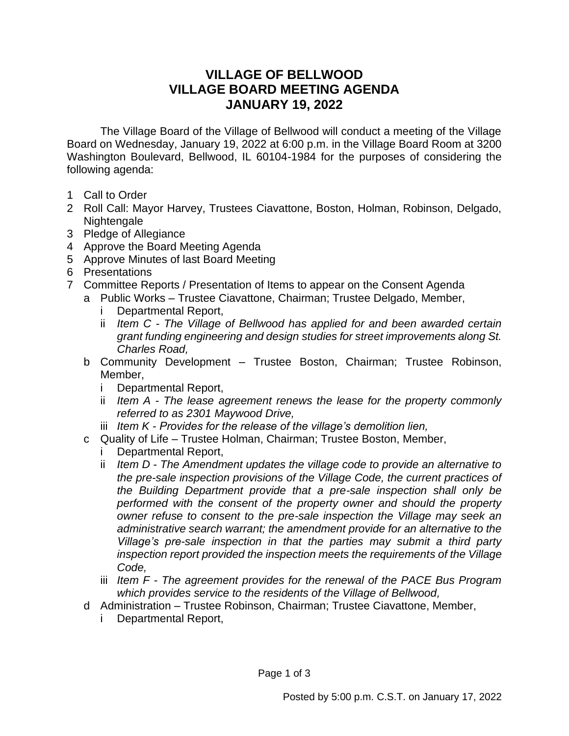# VILLAGE OF BELLWOOD
# VILLAGE BOARD MEETING AGENDA
# JANUARY 19, 2022

The Village Board of the Village of Bellwood will conduct a meeting of the Village Board on Wednesday, January 19, 2022 at 6:00 p.m. in the Village Board Room at 3200 Washington Boulevard, Bellwood, IL 60104-1984 for the purposes of considering the following agenda:

1 Call to Order
2 Roll Call: Mayor Harvey, Trustees Ciavattone, Boston, Holman, Robinson, Delgado, Nightengale
3 Pledge of Allegiance
4 Approve the Board Meeting Agenda
5 Approve Minutes of last Board Meeting
6 Presentations
7 Committee Reports / Presentation of Items to appear on the Consent Agenda
   a Public Works – Trustee Ciavattone, Chairman; Trustee Delgado, Member,
      i Departmental Report,
      ii *Item C - The Village of Bellwood has applied for and been awarded certain grant funding engineering and design studies for street improvements along St. Charles Road,*
   b Community Development – Trustee Boston, Chairman; Trustee Robinson, Member,
      i Departmental Report,
      ii *Item A - The lease agreement renews the lease for the property commonly referred to as 2301 Maywood Drive,*
      iii *Item K - Provides for the release of the village's demolition lien,*
   c Quality of Life – Trustee Holman, Chairman; Trustee Boston, Member,
      i Departmental Report,
      ii *Item D - The Amendment updates the village code to provide an alternative to the pre-sale inspection provisions of the Village Code, the current practices of the Building Department provide that a pre-sale inspection shall only be performed with the consent of the property owner and should the property owner refuse to consent to the pre-sale inspection the Village may seek an administrative search warrant; the amendment provide for an alternative to the Village's pre-sale inspection in that the parties may submit a third party inspection report provided the inspection meets the requirements of the Village Code,*
      iii *Item F - The agreement provides for the renewal of the PACE Bus Program which provides service to the residents of the Village of Bellwood,*
   d Administration – Trustee Robinson, Chairman; Trustee Ciavattone, Member,
      i Departmental Report,

Posted by 5:00 p.m. C.S.T. on January 17, 2022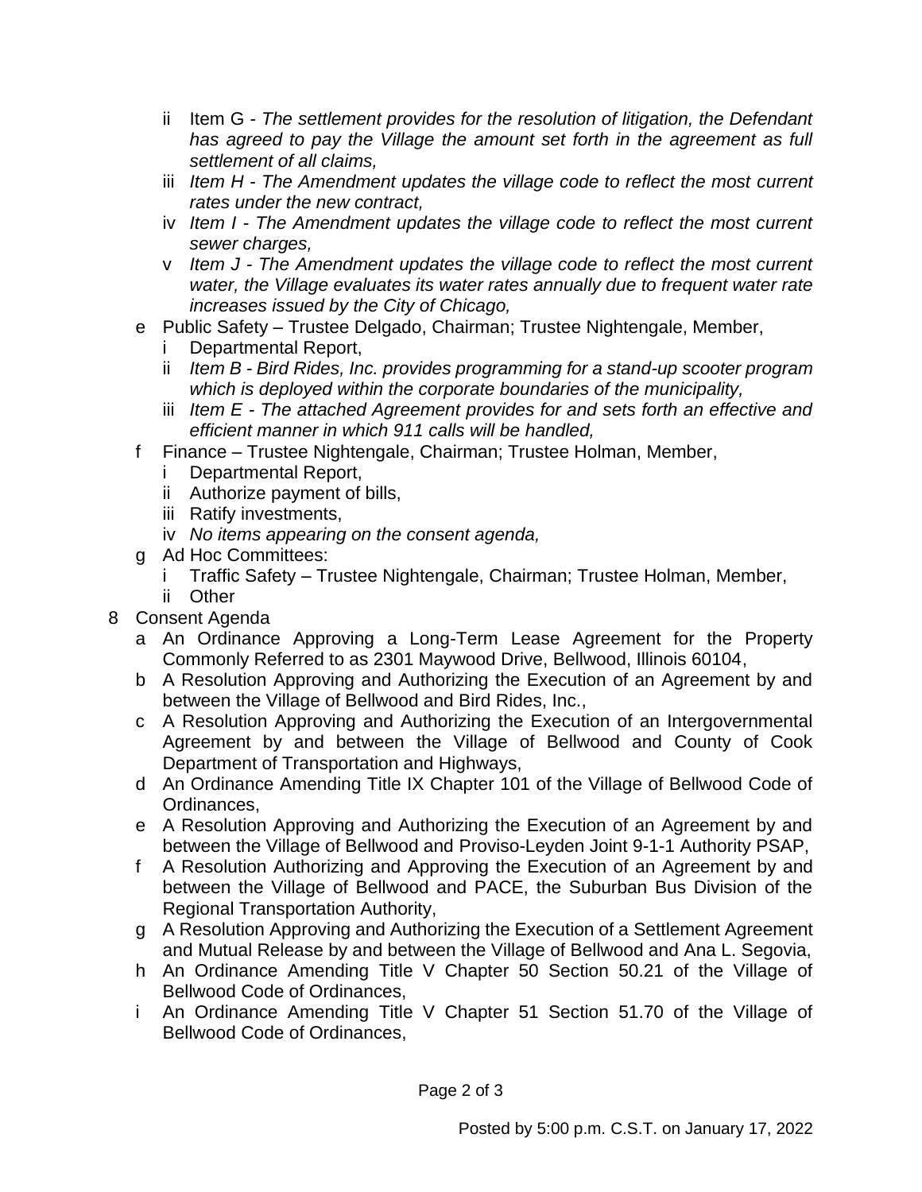- ii Item G - *The settlement provides for the resolution of litigation, the Defendant has agreed to pay the Village the amount set forth in the agreement as full settlement of all claims,*
   - iii *Item H - The Amendment updates the village code to reflect the most current rates under the new contract,*
   - iv *Item I - The Amendment updates the village code to reflect the most current sewer charges,*
   - v *Item J - The Amendment updates the village code to reflect the most current water, the Village evaluates its water rates annually due to frequent water rate increases issued by the City of Chicago,*
- e Public Safety – Trustee Delgado, Chairman; Trustee Nightengale, Member,
   - i Departmental Report,
   - ii *Item B - Bird Rides, Inc. provides programming for a stand-up scooter program which is deployed within the corporate boundaries of the municipality,*
   - iii *Item E - The attached Agreement provides for and sets forth an effective and efficient manner in which 911 calls will be handled,*
- f Finance – Trustee Nightengale, Chairman; Trustee Holman, Member,
   - i Departmental Report,
   - ii Authorize payment of bills,
   - iii Ratify investments,
   - iv *No items appearing on the consent agenda,*
- g Ad Hoc Committees:
   - i Traffic Safety – Trustee Nightengale, Chairman; Trustee Holman, Member,
   - ii Other

8 Consent Agenda
- a An Ordinance Approving a Long-Term Lease Agreement for the Property Commonly Referred to as 2301 Maywood Drive, Bellwood, Illinois 60104,
- b A Resolution Approving and Authorizing the Execution of an Agreement by and between the Village of Bellwood and Bird Rides, Inc.,
- c A Resolution Approving and Authorizing the Execution of an Intergovernmental Agreement by and between the Village of Bellwood and County of Cook Department of Transportation and Highways,
- d An Ordinance Amending Title IX Chapter 101 of the Village of Bellwood Code of Ordinances,
- e A Resolution Approving and Authorizing the Execution of an Agreement by and between the Village of Bellwood and Proviso-Leyden Joint 9-1-1 Authority PSAP,
- f A Resolution Authorizing and Approving the Execution of an Agreement by and between the Village of Bellwood and PACE, the Suburban Bus Division of the Regional Transportation Authority,
- g A Resolution Approving and Authorizing the Execution of a Settlement Agreement and Mutual Release by and between the Village of Bellwood and Ana L. Segovia,
- h An Ordinance Amending Title V Chapter 50 Section 50.21 of the Village of Bellwood Code of Ordinances,
- i An Ordinance Amending Title V Chapter 51 Section 51.70 of the Village of Bellwood Code of Ordinances,

Posted by 5:00 p.m. C.S.T. on January 17, 2022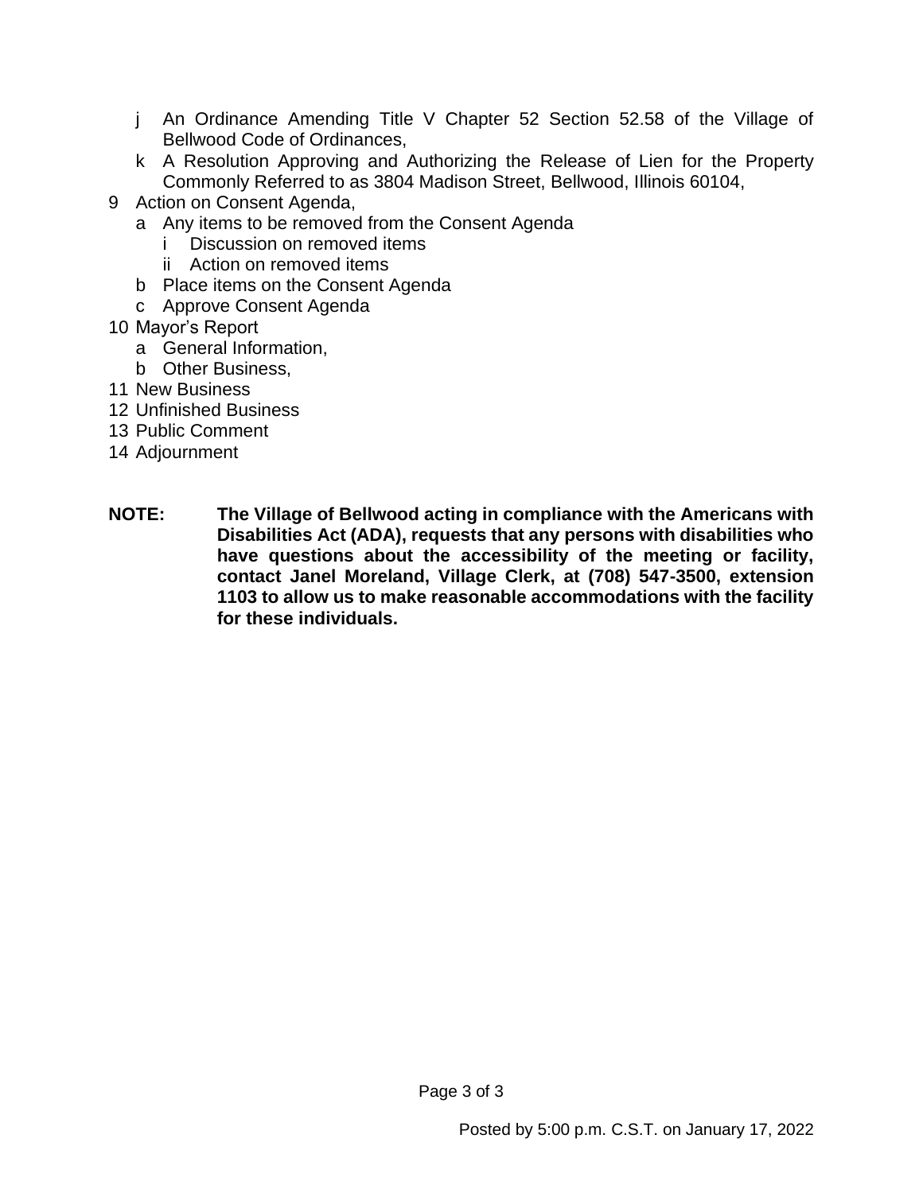j An Ordinance Amending Title V Chapter 52 Section 52.58 of the Village of Bellwood Code of Ordinances,
   k A Resolution Approving and Authorizing the Release of Lien for the Property Commonly Referred to as 3804 Madison Street, Bellwood, Illinois 60104,

9 Action on Consent Agenda,
   a Any items to be removed from the Consent Agenda
      i Discussion on removed items
      ii Action on removed items
   b Place items on the Consent Agenda
   c Approve Consent Agenda

10 Mayor's Report
   a General Information,
   b Other Business,

11 New Business

12 Unfinished Business

13 Public Comment

14 Adjournment

**NOTE: The Village of Bellwood acting in compliance with the Americans with Disabilities Act (ADA), requests that any persons with disabilities who have questions about the accessibility of the meeting or facility, contact Janel Moreland, Village Clerk, at (708) 547-3500, extension 1103 to allow us to make reasonable accommodations with the facility for these individuals.**

Posted by 5:00 p.m. C.S.T. on January 17, 2022